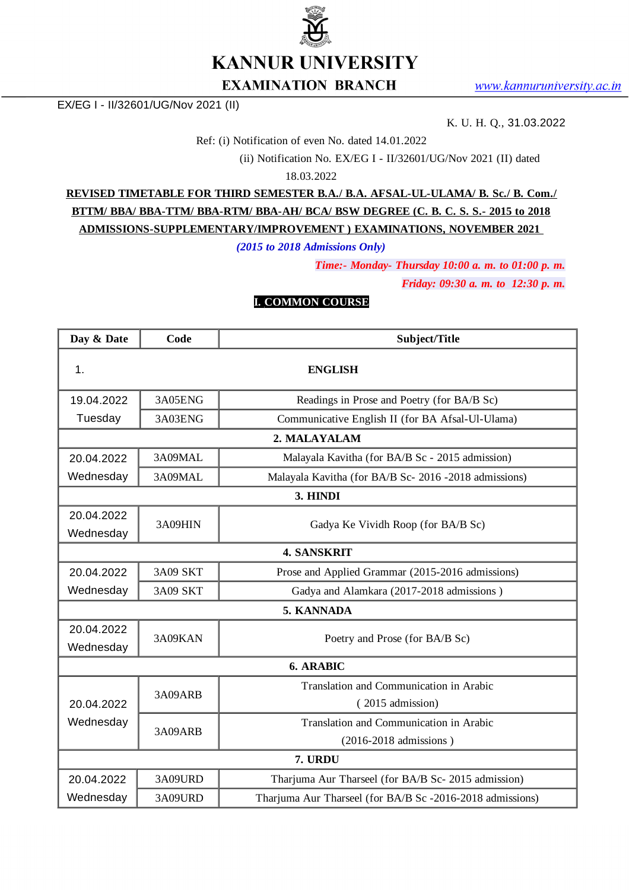# KANNUR UNIVERSITY

## EXAMINATION BRANCH

www.kannuruniversity.ac.in

EX/EG I - II/32601/UG/Nov 2021 (II)

K. U. H. Q., 31.03.2022

Ref: (i) Notification of even No. dated 14.01.2022

(ii) Notification No. EX/EG I - II/32601/UG/Nov 2021 (II) dated 18.03.2022

**REVISED TIMETABLE FOR THIRD SEMESTER B.A./ B.A. AFSAL-UL-ULAMA/ B. Sc./ B. Com./ BTTM/ BBA/ BBA-TTM/ BBA-RTM/ BBA-AH/ BCA/ BSW DEGREE (C. B. C. S. S.- 2015 to 2018 ADMISSIONS-SUPPLEMENTARY/IMPROVEMENT ) EXAMINATIONS, NOVEMBER 2021**

*(2015 to 2018 Admissions Only)*

*Time:- Monday- Thursday 10:00 a. m. to 01:00 p. m.*

*Friday: 09:30 a. m. to 12:30 p. m.*

**I. COMMON COURSE**

| Day & Date | Code | Subject/Title |
|---|---|---|
| 1. | | **ENGLISH** |
| 19.04.2022 Tuesday | 3A05ENG | Readings in Prose and Poetry (for BA/B Sc) |
| | 3A03ENG | Communicative English II (for BA Afsal-Ul-Ulama) |
| | | **2. MALAYALAM** |
| 20.04.2022 Wednesday | 3A09MAL | Malayala Kavitha (for BA/B Sc - 2015 admission) |
| | 3A09MAL | Malayala Kavitha (for BA/B Sc- 2016 -2018 admissions) |
| | | **3. HINDI** |
| 20.04.2022 Wednesday | 3A09HIN | Gadya Ke Vividh Roop (for BA/B Sc) |
| | | **4. SANSKRIT** |
| 20.04.2022 Wednesday | 3A09 SKT | Prose and Applied Grammar (2015-2016 admissions) |
| | 3A09 SKT | Gadya and Alamkara (2017-2018 admissions ) |
| | | **5. KANNADA** |
| 20.04.2022 Wednesday | 3A09KAN | Poetry and Prose (for BA/B Sc) |
| | | **6. ARABIC** |
| 20.04.2022 Wednesday | 3A09ARB | Translation and Communication in Arabic ( 2015 admission) |
| | 3A09ARB | Translation and Communication in Arabic (2016-2018 admissions ) |
| | | **7. URDU** |
| 20.04.2022 Wednesday | 3A09URD | Tharjuma Aur Tharseel (for BA/B Sc- 2015 admission) |
| | 3A09URD | Tharjuma Aur Tharseel (for BA/B Sc -2016-2018 admissions) |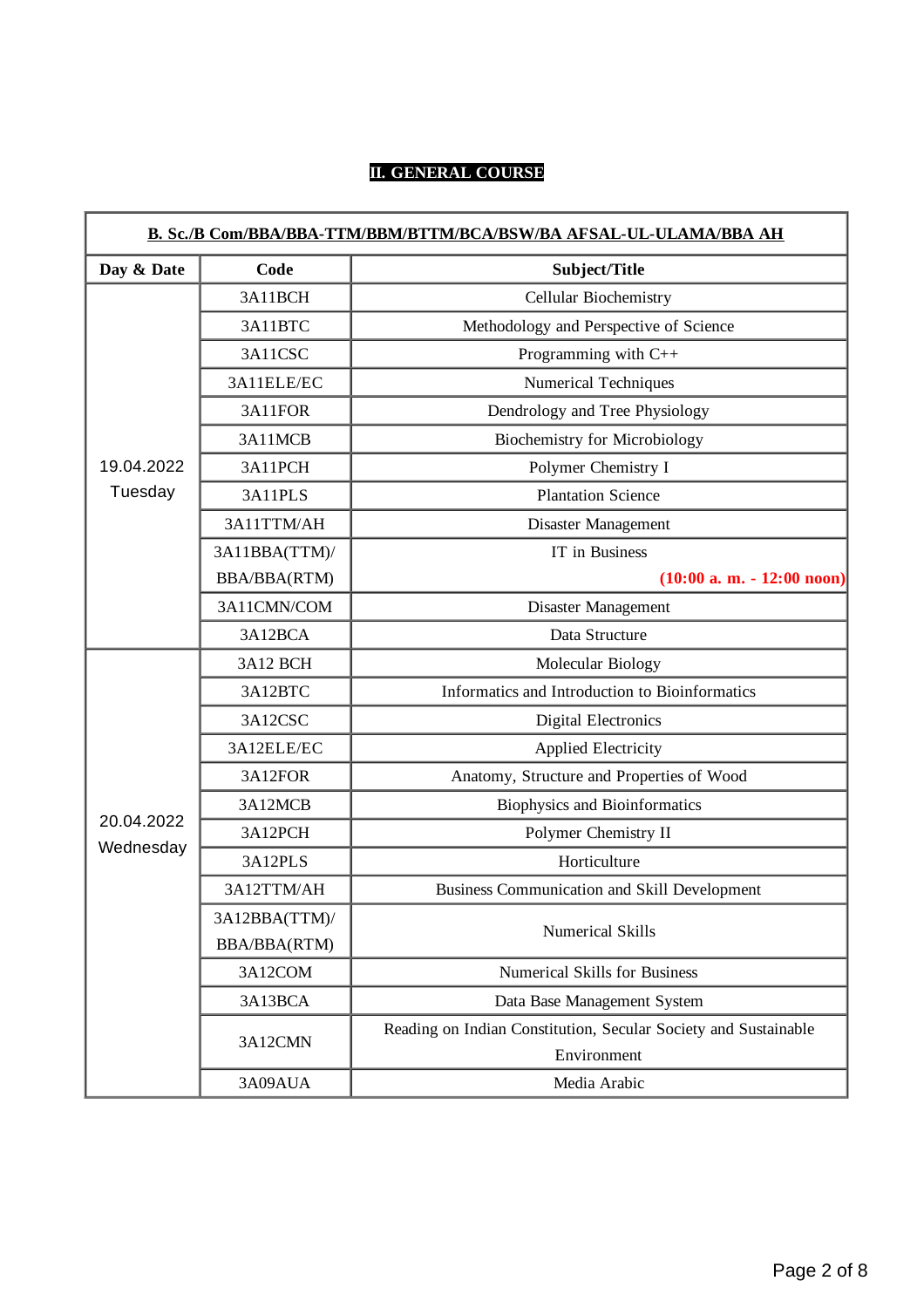## II. GENERAL COURSE

| B. Sc./B Com/BBA/BBA-TTM/BBM/BTTM/BCA/BSW/BA AFSAL-UL-ULAMA/BBA AH | | |
|---|---|---|
| **Day & Date** | **Code** | **Subject/Title** |
| 19.04.2022 Tuesday | 3A11BCH | Cellular Biochemistry |
| | 3A11BTC | Methodology and Perspective of Science |
| | 3A11CSC | Programming with C++ |
| | 3A11ELE/EC | Numerical Techniques |
| | 3A11FOR | Dendrology and Tree Physiology |
| | 3A11MCB | Biochemistry for Microbiology |
| | 3A11PCH | Polymer Chemistry I |
| | 3A11PLS | Plantation Science |
| | 3A11TTM/AH | Disaster Management |
| | 3A11BBA(TTM)/ BBA/BBA(RTM) | IT in Business **(10:00 a. m. - 12:00 noon)** |
| | 3A11CMN/COM | Disaster Management |
| | 3A12BCA | Data Structure |
| 20.04.2022 Wednesday | 3A12 BCH | Molecular Biology |
| | 3A12BTC | Informatics and Introduction to Bioinformatics |
| | 3A12CSC | Digital Electronics |
| | 3A12ELE/EC | Applied Electricity |
| | 3A12FOR | Anatomy, Structure and Properties of Wood |
| | 3A12MCB | Biophysics and Bioinformatics |
| | 3A12PCH | Polymer Chemistry II |
| | 3A12PLS | Horticulture |
| | 3A12TTM/AH | Business Communication and Skill Development |
| | 3A12BBA(TTM)/ BBA/BBA(RTM) | Numerical Skills |
| | 3A12COM | Numerical Skills for Business |
| | 3A13BCA | Data Base Management System |
| | 3A12CMN | Reading on Indian Constitution, Secular Society and Sustainable Environment |
| | 3A09AUA | Media Arabic |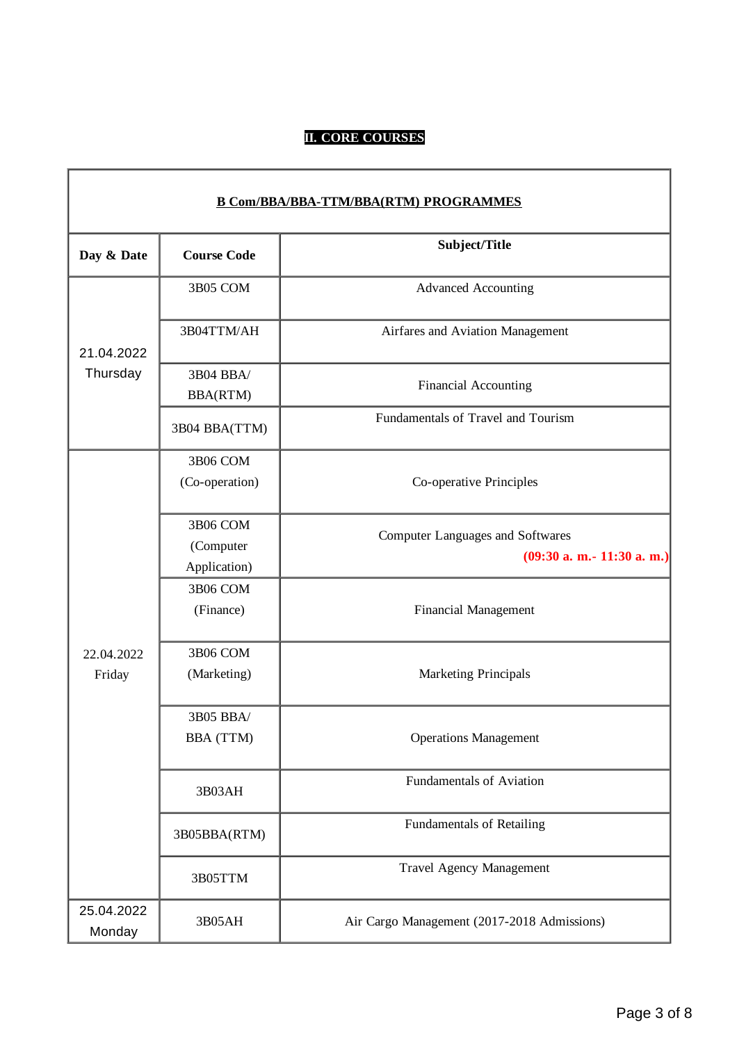## II. CORE COURSES

| B Com/BBA/BBA-TTM/BBA(RTM) PROGRAMMES | | |
|---|---|---|
| **Day & Date** | **Course Code** | **Subject/Title** |
| 21.04.2022 Thursday | 3B05 COM | Advanced Accounting |
| | 3B04TTM/AH | Airfares and Aviation Management |
| | 3B04 BBA/ BBA(RTM) | Financial Accounting |
| | 3B04 BBA(TTM) | Fundamentals of Travel and Tourism |
| 22.04.2022 Friday | 3B06 COM (Co-operation) | Co-operative Principles |
| | 3B06 COM (Computer Application) | Computer Languages and Softwares **(09:30 a. m.- 11:30 a. m.)** |
| | 3B06 COM (Finance) | Financial Management |
| | 3B06 COM (Marketing) | Marketing Principals |
| | 3B05 BBA/ BBA (TTM) | Operations Management |
| | 3B03AH | Fundamentals of Aviation |
| | 3B05BBA(RTM) | Fundamentals of Retailing |
| | 3B05TTM | Travel Agency Management |
| 25.04.2022 Monday | 3B05AH | Air Cargo Management (2017-2018 Admissions) |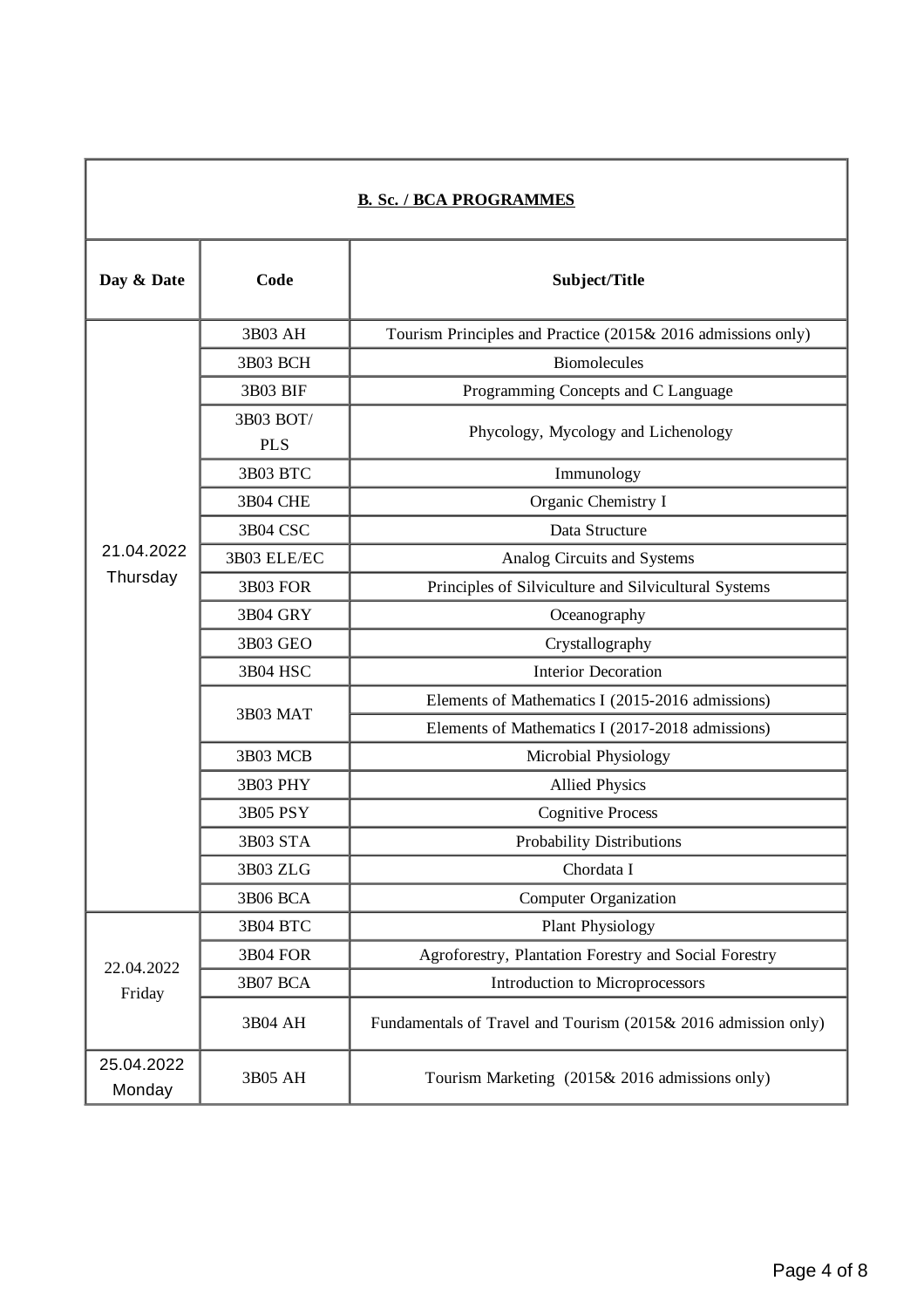| **B. Sc. / BCA PROGRAMMES** | | |
|---|---|---|
| **Day & Date** | **Code** | **Subject/Title** |
| 21.04.2022 Thursday | 3B03 AH | Tourism Principles and Practice (2015& 2016 admissions only) |
| | 3B03 BCH | Biomolecules |
| | 3B03 BIF | Programming Concepts and C Language |
| | 3B03 BOT/ PLS | Phycology, Mycology and Lichenology |
| | 3B03 BTC | Immunology |
| | 3B04 CHE | Organic Chemistry I |
| | 3B04 CSC | Data Structure |
| | 3B03 ELE/EC | Analog Circuits and Systems |
| | 3B03 FOR | Principles of Silviculture and Silvicultural Systems |
| | 3B04 GRY | Oceanography |
| | 3B03 GEO | Crystallography |
| | 3B04 HSC | Interior Decoration |
| | 3B03 MAT | Elements of Mathematics I (2015-2016 admissions) |
| | | Elements of Mathematics I (2017-2018 admissions) |
| | 3B03 MCB | Microbial Physiology |
| | 3B03 PHY | Allied Physics |
| | 3B05 PSY | Cognitive Process |
| | 3B03 STA | Probability Distributions |
| | 3B03 ZLG | Chordata I |
| | 3B06 BCA | Computer Organization |
| 22.04.2022 Friday | 3B04 BTC | Plant Physiology |
| | 3B04 FOR | Agroforestry, Plantation Forestry and Social Forestry |
| | 3B07 BCA | Introduction to Microprocessors |
| | 3B04 AH | Fundamentals of Travel and Tourism (2015& 2016 admission only) |
| 25.04.2022 Monday | 3B05 AH | Tourism Marketing (2015& 2016 admissions only) |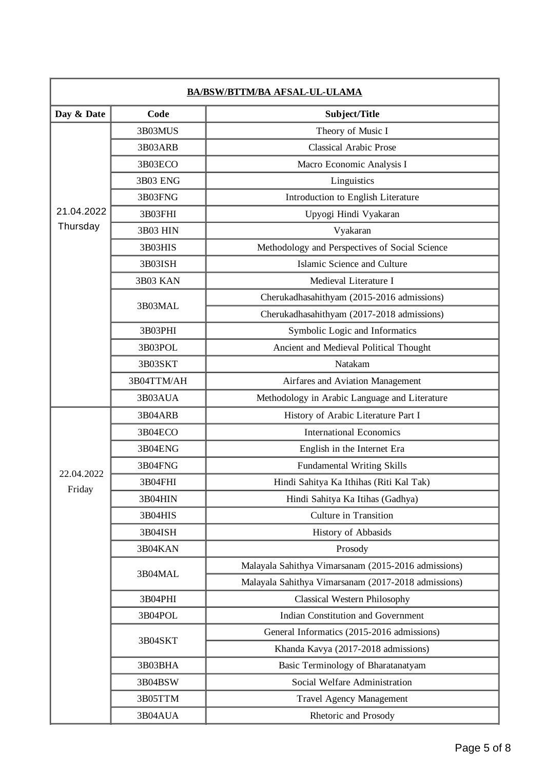| BA/BSW/BTTM/BA AFSAL-UL-ULAMA | | |
|---|---|---|
| **Day & Date** | **Code** | **Subject/Title** |
| 21.04.2022 Thursday | 3B03MUS | Theory of Music I |
| | 3B03ARB | Classical Arabic Prose |
| | 3B03ECO | Macro Economic Analysis I |
| | 3B03 ENG | Linguistics |
| | 3B03FNG | Introduction to English Literature |
| | 3B03FHI | Upyogi Hindi Vyakaran |
| | 3B03 HIN | Vyakaran |
| | 3B03HIS | Methodology and Perspectives of Social Science |
| | 3B03ISH | Islamic Science and Culture |
| | 3B03 KAN | Medieval Literature I |
| | 3B03MAL | Cherukadhasahithyam (2015-2016 admissions) |
| | | Cherukadhasahithyam (2017-2018 admissions) |
| | 3B03PHI | Symbolic Logic and Informatics |
| | 3B03POL | Ancient and Medieval Political Thought |
| | 3B03SKT | Natakam |
| | 3B04TTM/AH | Airfares and Aviation Management |
| | 3B03AUA | Methodology in Arabic Language and Literature |
| 22.04.2022 Friday | 3B04ARB | History of Arabic Literature Part I |
| | 3B04ECO | International Economics |
| | 3B04ENG | English in the Internet Era |
| | 3B04FNG | Fundamental Writing Skills |
| | 3B04FHI | Hindi Sahitya Ka Ithihas (Riti Kal Tak) |
| | 3B04HIN | Hindi Sahitya Ka Itihas (Gadhya) |
| | 3B04HIS | Culture in Transition |
| | 3B04ISH | History of Abbasids |
| | 3B04KAN | Prosody |
| | 3B04MAL | Malayala Sahithya Vimarsanam (2015-2016 admissions) |
| | | Malayala Sahithya Vimarsanam (2017-2018 admissions) |
| | 3B04PHI | Classical Western Philosophy |
| | 3B04POL | Indian Constitution and Government |
| | 3B04SKT | General Informatics (2015-2016 admissions) |
| | | Khanda Kavya (2017-2018 admissions) |
| | 3B03BHA | Basic Terminology of Bharatanatyam |
| | 3B04BSW | Social Welfare Administration |
| | 3B05TTM | Travel Agency Management |
| | 3B04AUA | Rhetoric and Prosody |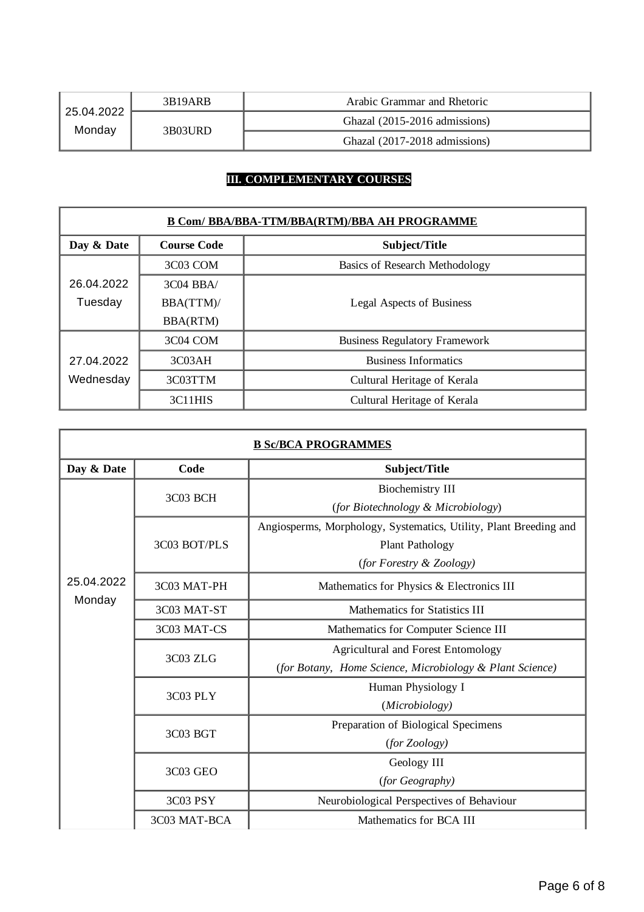| | | |
|---|---|---|
| 25.04.2022 Monday | 3B19ARB | Arabic Grammar and Rhetoric |
| | 3B03URD | Ghazal (2015-2016 admissions) |
| | | Ghazal (2017-2018 admissions) |

## III. COMPLEMENTARY COURSES

| B Com/ BBA/BBA-TTM/BBA(RTM)/BBA AH PROGRAMME | | |
|---|---|---|
| **Day & Date** | **Course Code** | **Subject/Title** |
| 26.04.2022 Tuesday | 3C03 COM | Basics of Research Methodology |
| | 3C04 BBA/ BBA(TTM)/ BBA(RTM) | Legal Aspects of Business |
| 27.04.2022 Wednesday | 3C04 COM | Business Regulatory Framework |
| | 3C03AH | Business Informatics |
| | 3C03TTM | Cultural Heritage of Kerala |
| | 3C11HIS | Cultural Heritage of Kerala |

| B Sc/BCA PROGRAMMES | | |
|---|---|---|
| **Day & Date** | **Code** | **Subject/Title** |
| 25.04.2022 Monday | 3C03 BCH | Biochemistry III (*for Biotechnology & Microbiology*) |
| | 3C03 BOT/PLS | Angiosperms, Morphology, Systematics, Utility, Plant Breeding and Plant Pathology (*for Forestry & Zoology)* |
| | 3C03 MAT-PH | Mathematics for Physics & Electronics III |
| | 3C03 MAT-ST | Mathematics for Statistics III |
| | 3C03 MAT-CS | Mathematics for Computer Science III |
| | 3C03 ZLG | Agricultural and Forest Entomology (*for Botany, Home Science, Microbiology & Plant Science)* |
| | 3C03 PLY | Human Physiology I (*Microbiology)* |
| | 3C03 BGT | Preparation of Biological Specimens (*for Zoology)* |
| | 3C03 GEO | Geology III (*for Geography)* |
| | 3C03 PSY | Neurobiological Perspectives of Behaviour |
| | 3C03 MAT-BCA | Mathematics for BCA III |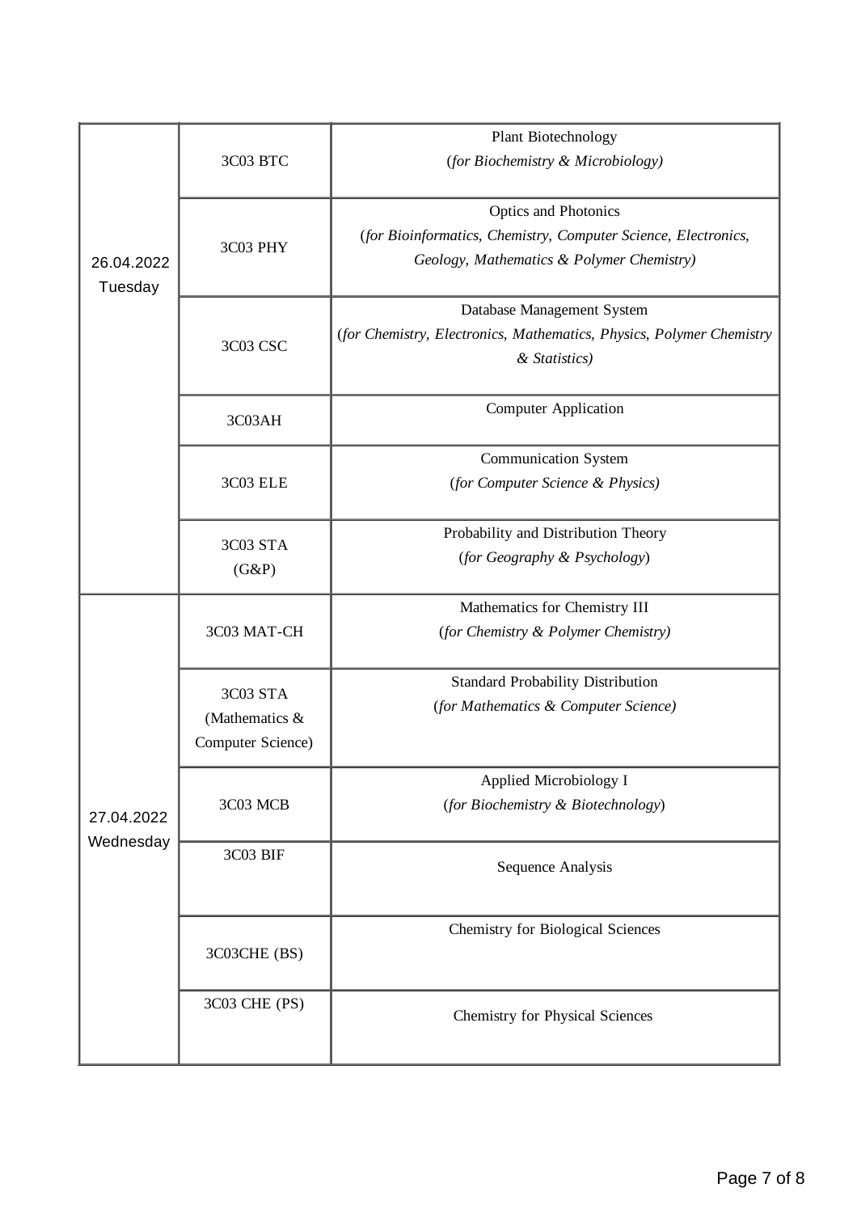| | | |
|---|---|---|
| 26.04.2022 Tuesday | 3C03 BTC | Plant Biotechnology *(for Biochemistry & Microbiology)* |
| | 3C03 PHY | Optics and Photonics *(for Bioinformatics, Chemistry, Computer Science, Electronics, Geology, Mathematics & Polymer Chemistry)* |
| | 3C03 CSC | Database Management System *(for Chemistry, Electronics, Mathematics, Physics, Polymer Chemistry & Statistics)* |
| | 3C03AH | Computer Application |
| | 3C03 ELE | Communication System *(for Computer Science & Physics)* |
| | 3C03 STA (G&P) | Probability and Distribution Theory *(for Geography & Psychology)* |
| 27.04.2022 Wednesday | 3C03 MAT-CH | Mathematics for Chemistry III *(for Chemistry & Polymer Chemistry)* |
| | 3C03 STA (Mathematics & Computer Science) | Standard Probability Distribution *(for Mathematics & Computer Science)* |
| | 3C03 MCB | Applied Microbiology I *(for Biochemistry & Biotechnology)* |
| | 3C03 BIF | Sequence Analysis |
| | 3C03CHE (BS) | Chemistry for Biological Sciences |
| | 3C03 CHE (PS) | Chemistry for Physical Sciences |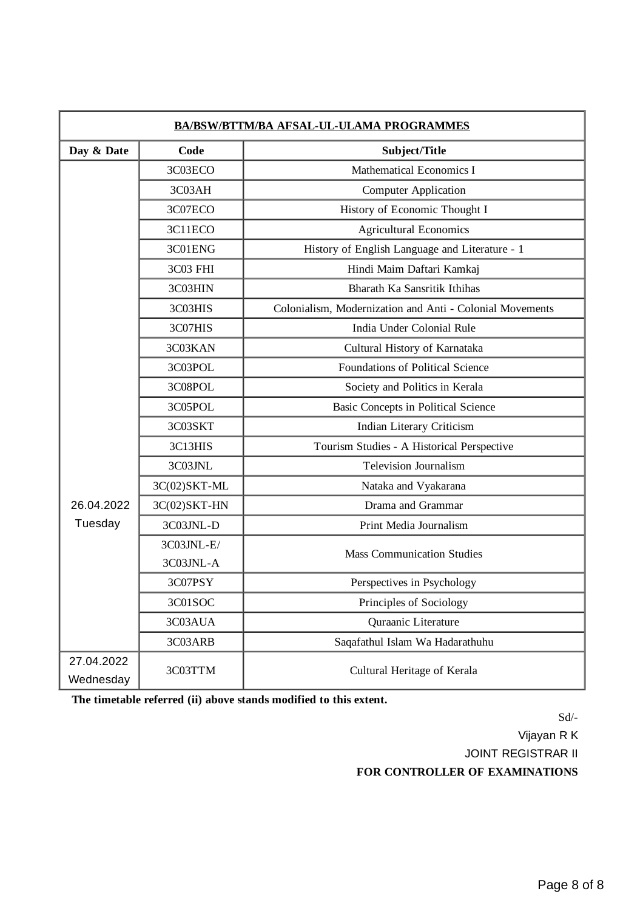| BA/BSW/BTTM/BA AFSAL-UL-ULAMA PROGRAMMES | | |
|---|---|---|
| **Day & Date** | **Code** | **Subject/Title** |
| 26.04.2022 Tuesday | 3C03ECO | Mathematical Economics I |
| | 3C03AH | Computer Application |
| | 3C07ECO | History of Economic Thought I |
| | 3C11ECO | Agricultural Economics |
| | 3C01ENG | History of English Language and Literature - 1 |
| | 3C03 FHI | Hindi Maim Daftari Kamkaj |
| | 3C03HIN | Bharath Ka Sansritik Ithihas |
| | 3C03HIS | Colonialism, Modernization and Anti - Colonial Movements |
| | 3C07HIS | India Under Colonial Rule |
| | 3C03KAN | Cultural History of Karnataka |
| | 3C03POL | Foundations of Political Science |
| | 3C08POL | Society and Politics in Kerala |
| | 3C05POL | Basic Concepts in Political Science |
| | 3C03SKT | Indian Literary Criticism |
| | 3C13HIS | Tourism Studies - A Historical Perspective |
| | 3C03JNL | Television Journalism |
| | 3C(02)SKT-ML | Nataka and Vyakarana |
| | 3C(02)SKT-HN | Drama and Grammar |
| | 3C03JNL-D | Print Media Journalism |
| | 3C03JNL-E/ 3C03JNL-A | Mass Communication Studies |
| | 3C07PSY | Perspectives in Psychology |
| | 3C01SOC | Principles of Sociology |
| | 3C03AUA | Quraanic Literature |
| | 3C03ARB | Saqafathul Islam Wa Hadarathuhu |
| 27.04.2022 Wednesday | 3C03TTM | Cultural Heritage of Kerala |

**The timetable referred (ii) above stands modified to this extent.**

Sd/-

Vijayan R K

JOINT REGISTRAR II

**FOR CONTROLLER OF EXAMINATIONS**